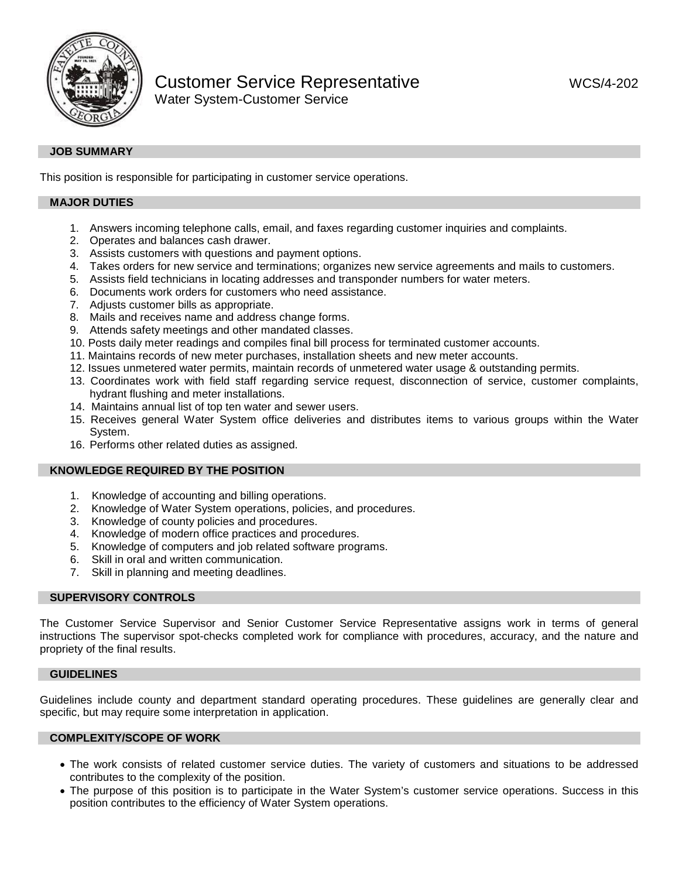# Customer Service Representative

WCS/4-202

Water System-Customer Service

## JOB SUMMARY

This position is responsible for participating in customer service operations.

## MAJOR DUTIES

1. Answers incoming telephone calls, email, and faxes regarding customer inquiries and complaints.
2. Operates and balances cash drawer.
3. Assists customers with questions and payment options.
4. Takes orders for new service and terminations; organizes new service agreements and mails to customers.
5. Assists field technicians in locating addresses and transponder numbers for water meters.
6. Documents work orders for customers who need assistance.
7. Adjusts customer bills as appropriate.
8. Mails and receives name and address change forms.
9. Attends safety meetings and other mandated classes.
10. Posts daily meter readings and compiles final bill process for terminated customer accounts.
11. Maintains records of new meter purchases, installation sheets and new meter accounts.
12. Issues unmetered water permits, maintain records of unmetered water usage & outstanding permits.
13. Coordinates work with field staff regarding service request, disconnection of service, customer complaints, hydrant flushing and meter installations.
14. Maintains annual list of top ten water and sewer users.
15. Receives general Water System office deliveries and distributes items to various groups within the Water System.
16. Performs other related duties as assigned.

## KNOWLEDGE REQUIRED BY THE POSITION

1. Knowledge of accounting and billing operations.
2. Knowledge of Water System operations, policies, and procedures.
3. Knowledge of county policies and procedures.
4. Knowledge of modern office practices and procedures.
5. Knowledge of computers and job related software programs.
6. Skill in oral and written communication.
7. Skill in planning and meeting deadlines.

## SUPERVISORY CONTROLS

The Customer Service Supervisor and Senior Customer Service Representative assigns work in terms of general instructions The supervisor spot-checks completed work for compliance with procedures, accuracy, and the nature and propriety of the final results.

## GUIDELINES

Guidelines include county and department standard operating procedures. These guidelines are generally clear and specific, but may require some interpretation in application.

## COMPLEXITY/SCOPE OF WORK

- The work consists of related customer service duties. The variety of customers and situations to be addressed contributes to the complexity of the position.
- The purpose of this position is to participate in the Water System's customer service operations. Success in this position contributes to the efficiency of Water System operations.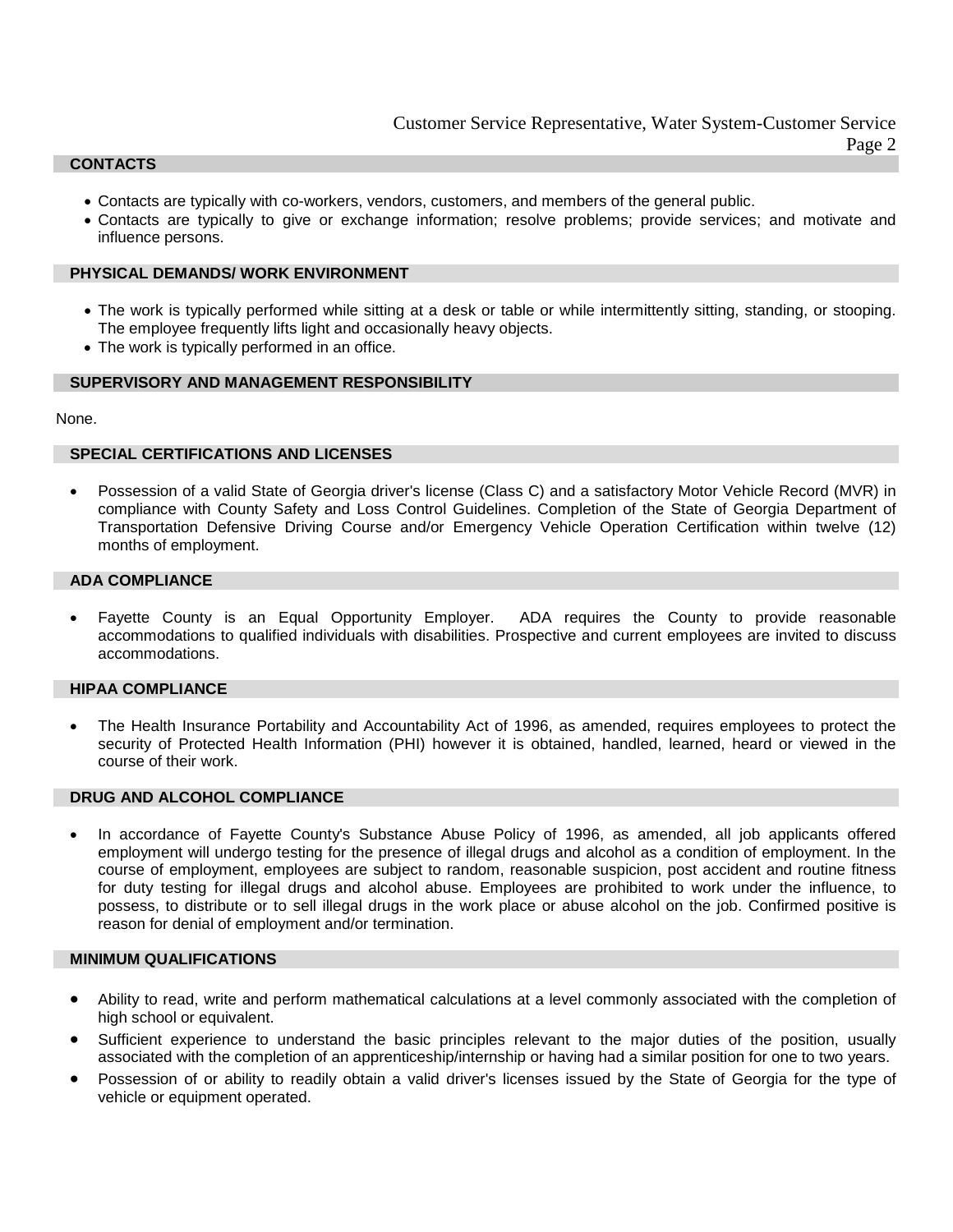## CONTACTS

- Contacts are typically with co-workers, vendors, customers, and members of the general public.
- Contacts are typically to give or exchange information; resolve problems; provide services; and motivate and influence persons.

## PHYSICAL DEMANDS/ WORK ENVIRONMENT

- The work is typically performed while sitting at a desk or table or while intermittently sitting, standing, or stooping. The employee frequently lifts light and occasionally heavy objects.
- The work is typically performed in an office.

## SUPERVISORY AND MANAGEMENT RESPONSIBILITY

None.

## SPECIAL CERTIFICATIONS AND LICENSES

- Possession of a valid State of Georgia driver's license (Class C) and a satisfactory Motor Vehicle Record (MVR) in compliance with County Safety and Loss Control Guidelines. Completion of the State of Georgia Department of Transportation Defensive Driving Course and/or Emergency Vehicle Operation Certification within twelve (12) months of employment.

## ADA COMPLIANCE

- Fayette County is an Equal Opportunity Employer. ADA requires the County to provide reasonable accommodations to qualified individuals with disabilities. Prospective and current employees are invited to discuss accommodations.

## HIPAA COMPLIANCE

- The Health Insurance Portability and Accountability Act of 1996, as amended, requires employees to protect the security of Protected Health Information (PHI) however it is obtained, handled, learned, heard or viewed in the course of their work.

## DRUG AND ALCOHOL COMPLIANCE

- In accordance of Fayette County's Substance Abuse Policy of 1996, as amended, all job applicants offered employment will undergo testing for the presence of illegal drugs and alcohol as a condition of employment. In the course of employment, employees are subject to random, reasonable suspicion, post accident and routine fitness for duty testing for illegal drugs and alcohol abuse. Employees are prohibited to work under the influence, to possess, to distribute or to sell illegal drugs in the work place or abuse alcohol on the job. Confirmed positive is reason for denial of employment and/or termination.

## MINIMUM QUALIFICATIONS

- Ability to read, write and perform mathematical calculations at a level commonly associated with the completion of high school or equivalent.
- Sufficient experience to understand the basic principles relevant to the major duties of the position, usually associated with the completion of an apprenticeship/internship or having had a similar position for one to two years.
- Possession of or ability to readily obtain a valid driver's licenses issued by the State of Georgia for the type of vehicle or equipment operated.